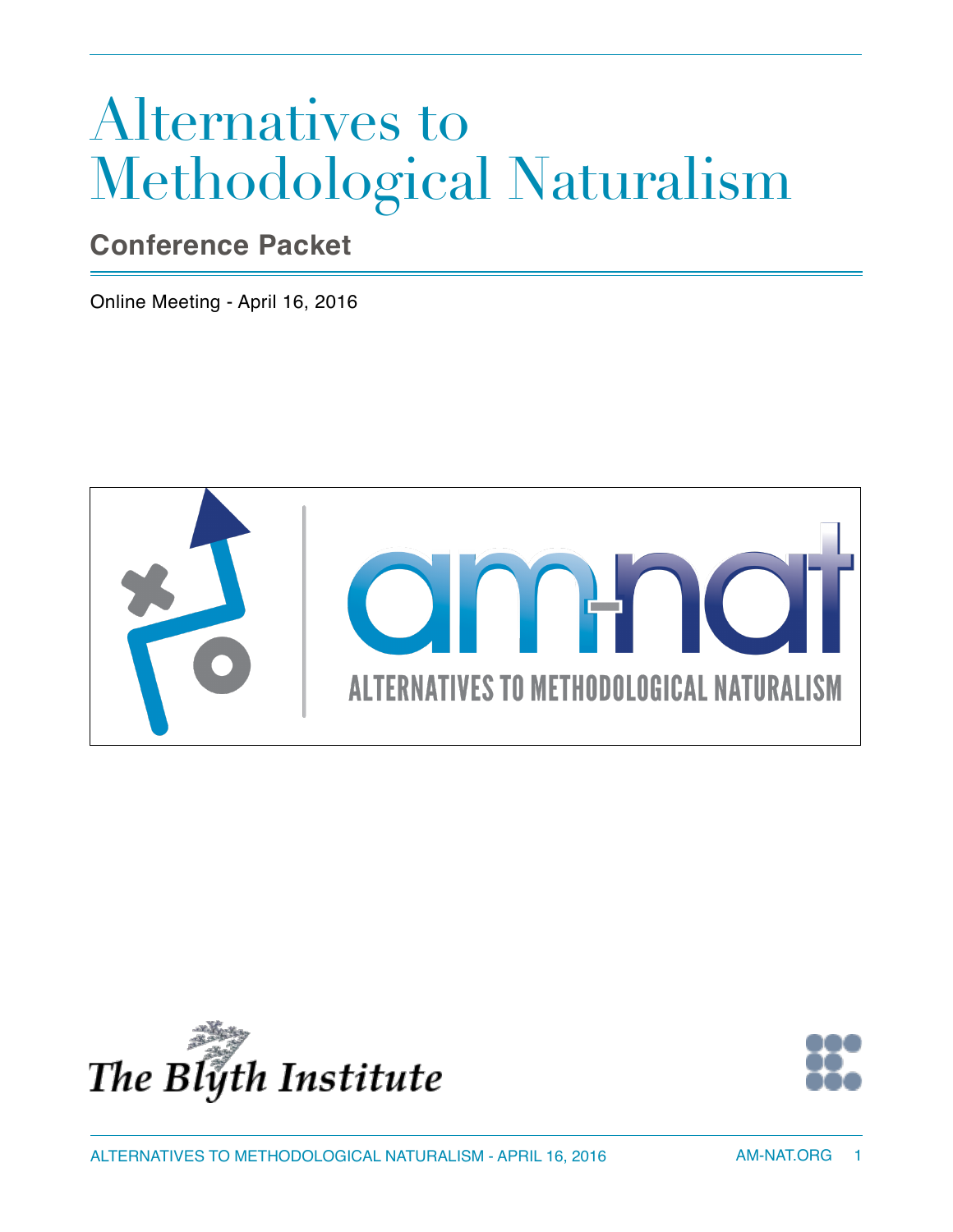# Alternatives to Methodological Naturalism

## Conference Packet

Online Meeting - April 16, 2016

am-nat

ALTERNATIVES TO METHODOLOGICAL NATURALISM

The Blyth Institute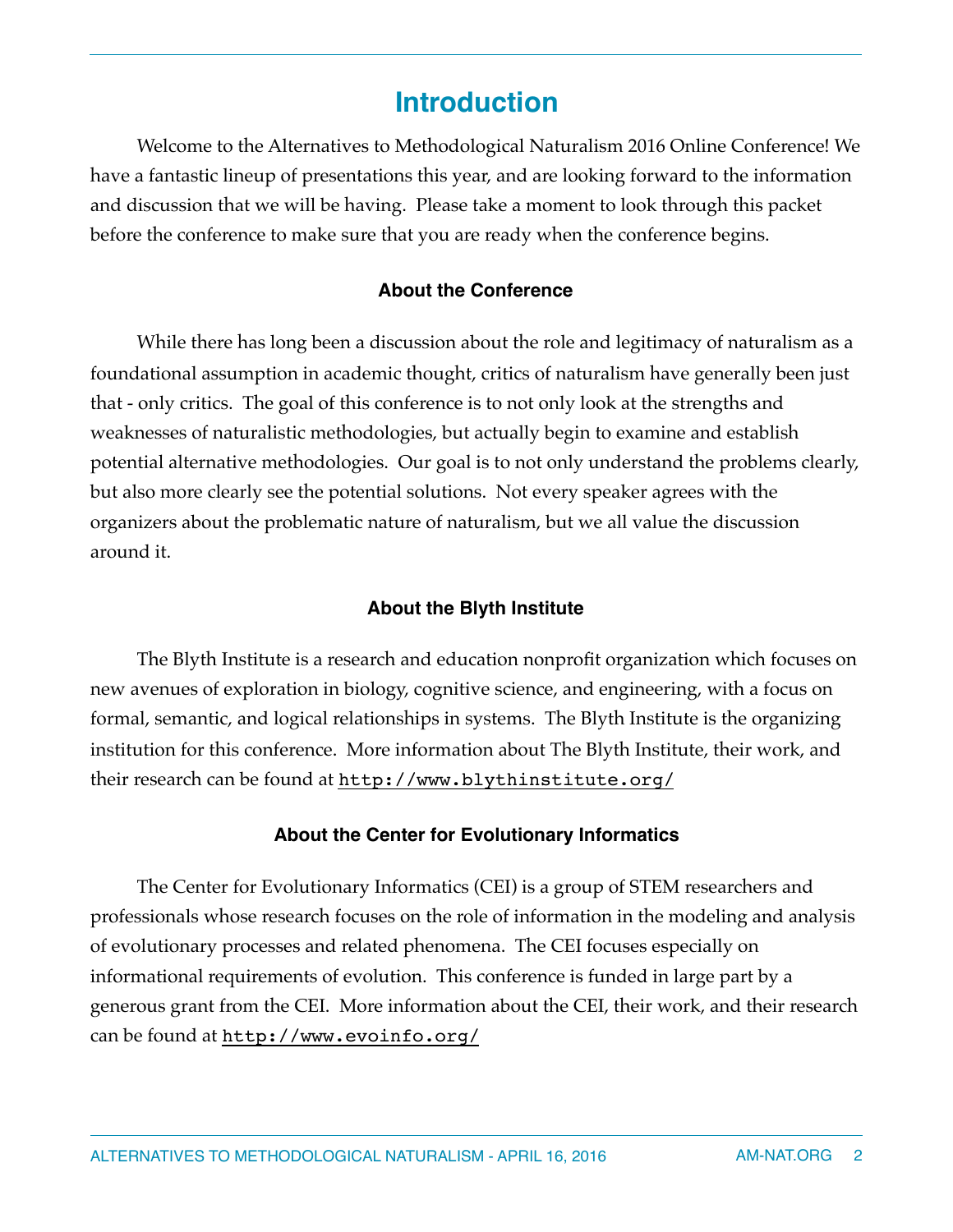# Introduction

Welcome to the Alternatives to Methodological Naturalism 2016 Online Conference! We have a fantastic lineup of presentations this year, and are looking forward to the information and discussion that we will be having. Please take a moment to look through this packet before the conference to make sure that you are ready when the conference begins.

### About the Conference

While there has long been a discussion about the role and legitimacy of naturalism as a foundational assumption in academic thought, critics of naturalism have generally been just that - only critics. The goal of this conference is to not only look at the strengths and weaknesses of naturalistic methodologies, but actually begin to examine and establish potential alternative methodologies. Our goal is to not only understand the problems clearly, but also more clearly see the potential solutions. Not every speaker agrees with the organizers about the problematic nature of naturalism, but we all value the discussion around it.

### About the Blyth Institute

The Blyth Institute is a research and education nonprofit organization which focuses on new avenues of exploration in biology, cognitive science, and engineering, with a focus on formal, semantic, and logical relationships in systems. The Blyth Institute is the organizing institution for this conference. More information about The Blyth Institute, their work, and their research can be found at http://www.blythinstitute.org/

### About the Center for Evolutionary Informatics

The Center for Evolutionary Informatics (CEI) is a group of STEM researchers and professionals whose research focuses on the role of information in the modeling and analysis of evolutionary processes and related phenomena. The CEI focuses especially on informational requirements of evolution. This conference is funded in large part by a generous grant from the CEI. More information about the CEI, their work, and their research can be found at http://www.evoinfo.org/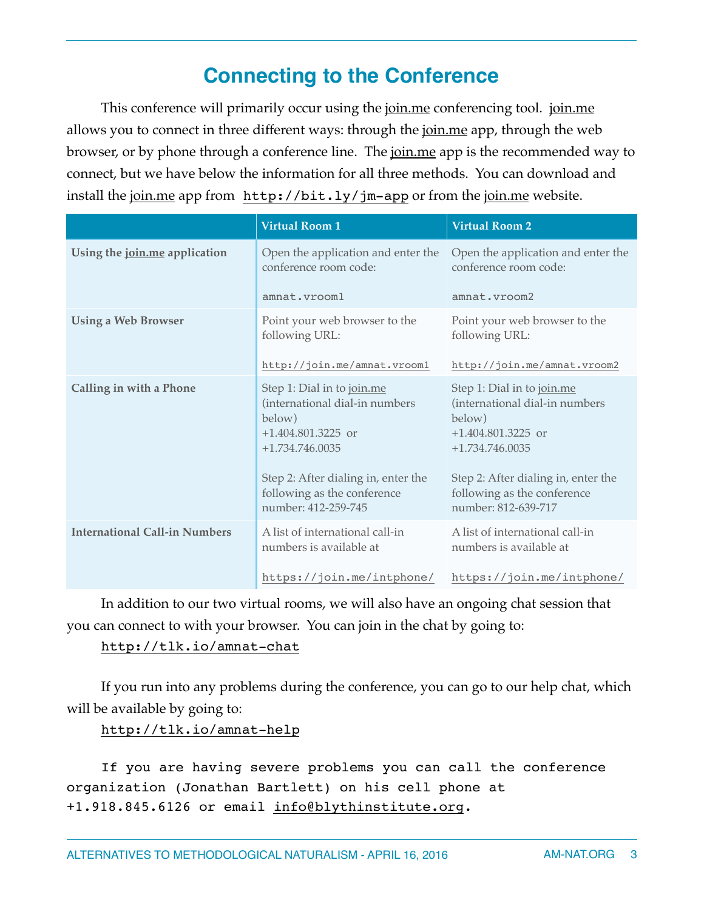## Connecting to the Conference

This conference will primarily occur using the join.me conferencing tool. join.me allows you to connect in three different ways: through the join.me app, through the web browser, or by phone through a conference line. The join.me app is the recommended way to connect, but we have below the information for all three methods. You can download and install the join.me app from `http://bit.ly/jm-app` or from the join.me website.

| | Virtual Room 1 | Virtual Room 2 |
|---|---|---|
| **Using the join.me application** | Open the application and enter the conference room code: `amnat.vroom1` | Open the application and enter the conference room code: `amnat.vroom2` |
| **Using a Web Browser** | Point your web browser to the following URL: `http://join.me/amnat.vroom1` | Point your web browser to the following URL: `http://join.me/amnat.vroom2` |
| **Calling in with a Phone** | Step 1: Dial in to join.me (international dial-in numbers below) +1.404.801.3225 or +1.734.746.0035<br><br>Step 2: After dialing in, enter the following as the conference number: 412-259-745 | Step 1: Dial in to join.me (international dial-in numbers below) +1.404.801.3225 or +1.734.746.0035<br><br>Step 2: After dialing in, enter the following as the conference number: 812-639-717 |
| **International Call-in Numbers** | A list of international call-in numbers is available at `https://join.me/intphone/` | A list of international call-in numbers is available at `https://join.me/intphone/` |

In addition to our two virtual rooms, we will also have an ongoing chat session that you can connect to with your browser. You can join in the chat by going to:

`http://tlk.io/amnat-chat`

If you run into any problems during the conference, you can go to our help chat, which will be available by going to:

`http://tlk.io/amnat-help`

If you are having severe problems you can call the conference organization (Jonathan Bartlett) on his cell phone at +1.918.845.6126 or email info@blythinstitute.org.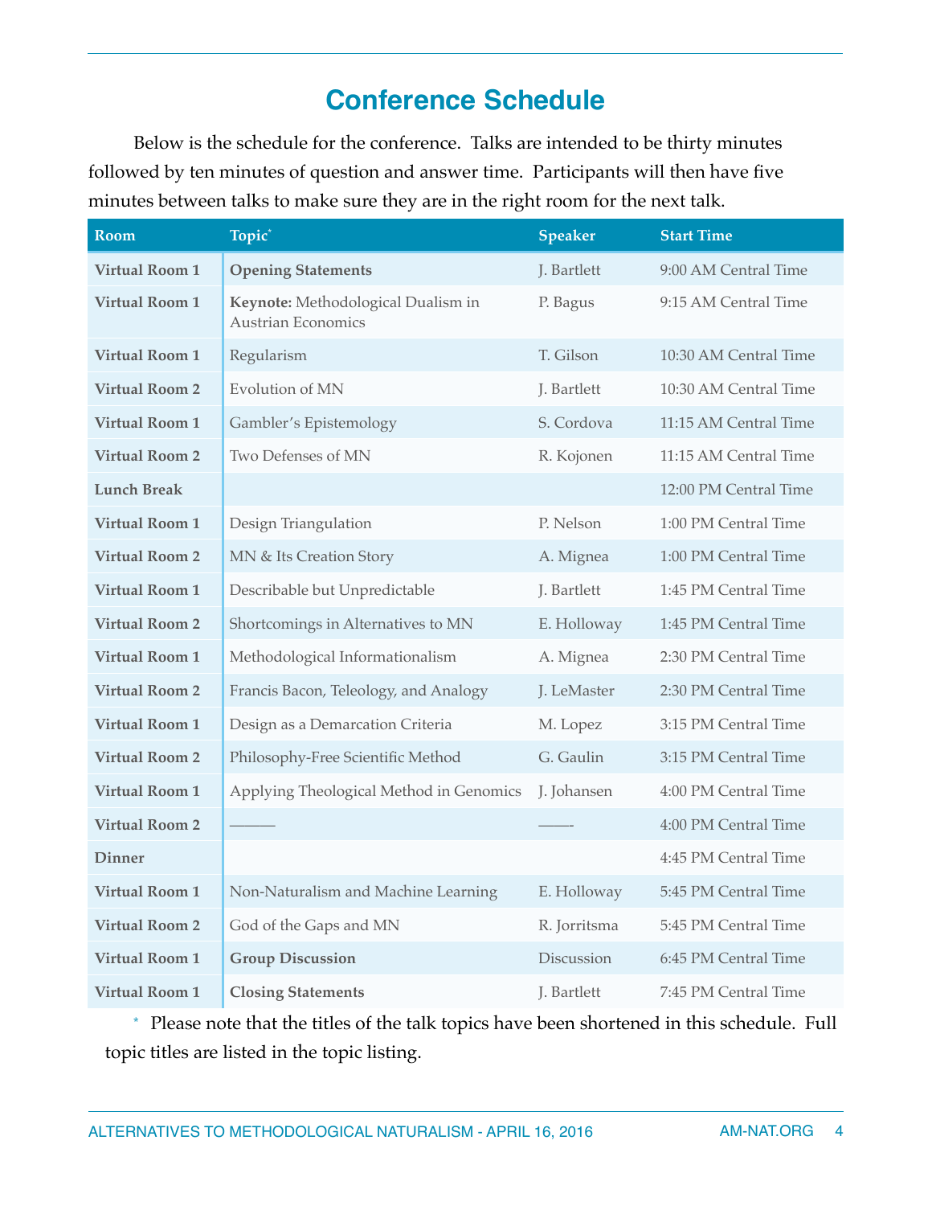# Conference Schedule

Below is the schedule for the conference. Talks are intended to be thirty minutes followed by ten minutes of question and answer time. Participants will then have five minutes between talks to make sure they are in the right room for the next talk.

| Room | Topic* | Speaker | Start Time |
|---|---|---|---|
| **Virtual Room 1** | **Opening Statements** | J. Bartlett | 9:00 AM Central Time |
| **Virtual Room 1** | **Keynote:** Methodological Dualism in Austrian Economics | P. Bagus | 9:15 AM Central Time |
| **Virtual Room 1** | Regularism | T. Gilson | 10:30 AM Central Time |
| **Virtual Room 2** | Evolution of MN | J. Bartlett | 10:30 AM Central Time |
| **Virtual Room 1** | Gambler's Epistemology | S. Cordova | 11:15 AM Central Time |
| **Virtual Room 2** | Two Defenses of MN | R. Kojonen | 11:15 AM Central Time |
| **Lunch Break** | | | 12:00 PM Central Time |
| **Virtual Room 1** | Design Triangulation | P. Nelson | 1:00 PM Central Time |
| **Virtual Room 2** | MN & Its Creation Story | A. Mignea | 1:00 PM Central Time |
| **Virtual Room 1** | Describable but Unpredictable | J. Bartlett | 1:45 PM Central Time |
| **Virtual Room 2** | Shortcomings in Alternatives to MN | E. Holloway | 1:45 PM Central Time |
| **Virtual Room 1** | Methodological Informationalism | A. Mignea | 2:30 PM Central Time |
| **Virtual Room 2** | Francis Bacon, Teleology, and Analogy | J. LeMaster | 2:30 PM Central Time |
| **Virtual Room 1** | Design as a Demarcation Criteria | M. Lopez | 3:15 PM Central Time |
| **Virtual Room 2** | Philosophy-Free Scientific Method | G. Gaulin | 3:15 PM Central Time |
| **Virtual Room 1** | Applying Theological Method in Genomics | J. Johansen | 4:00 PM Central Time |
| **Virtual Room 2** | ——— | ——- | 4:00 PM Central Time |
| **Dinner** | | | 4:45 PM Central Time |
| **Virtual Room 1** | Non-Naturalism and Machine Learning | E. Holloway | 5:45 PM Central Time |
| **Virtual Room 2** | God of the Gaps and MN | R. Jorritsma | 5:45 PM Central Time |
| **Virtual Room 1** | **Group Discussion** | Discussion | 6:45 PM Central Time |
| **Virtual Room 1** | **Closing Statements** | J. Bartlett | 7:45 PM Central Time |

* Please note that the titles of the talk topics have been shortened in this schedule. Full topic titles are listed in the topic listing.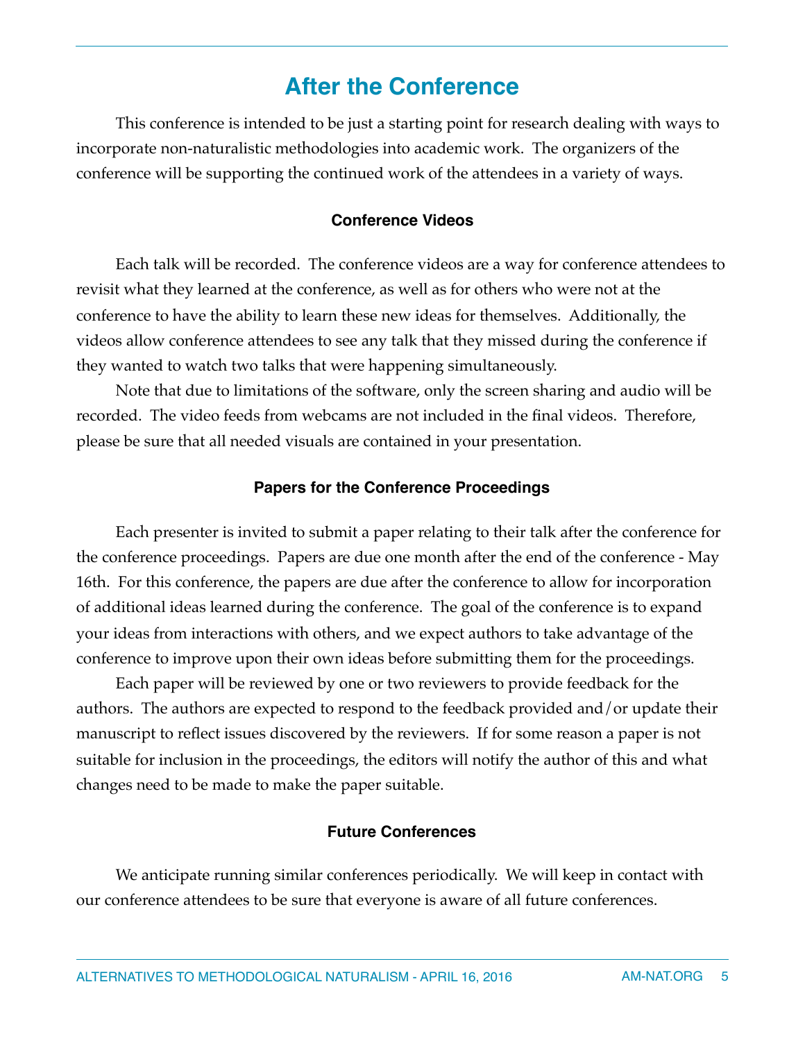# After the Conference

This conference is intended to be just a starting point for research dealing with ways to incorporate non-naturalistic methodologies into academic work. The organizers of the conference will be supporting the continued work of the attendees in a variety of ways.

### Conference Videos

Each talk will be recorded. The conference videos are a way for conference attendees to revisit what they learned at the conference, as well as for others who were not at the conference to have the ability to learn these new ideas for themselves. Additionally, the videos allow conference attendees to see any talk that they missed during the conference if they wanted to watch two talks that were happening simultaneously.

Note that due to limitations of the software, only the screen sharing and audio will be recorded. The video feeds from webcams are not included in the final videos. Therefore, please be sure that all needed visuals are contained in your presentation.

### Papers for the Conference Proceedings

Each presenter is invited to submit a paper relating to their talk after the conference for the conference proceedings. Papers are due one month after the end of the conference - May 16th. For this conference, the papers are due after the conference to allow for incorporation of additional ideas learned during the conference. The goal of the conference is to expand your ideas from interactions with others, and we expect authors to take advantage of the conference to improve upon their own ideas before submitting them for the proceedings.

Each paper will be reviewed by one or two reviewers to provide feedback for the authors. The authors are expected to respond to the feedback provided and/or update their manuscript to reflect issues discovered by the reviewers. If for some reason a paper is not suitable for inclusion in the proceedings, the editors will notify the author of this and what changes need to be made to make the paper suitable.

### Future Conferences

We anticipate running similar conferences periodically. We will keep in contact with our conference attendees to be sure that everyone is aware of all future conferences.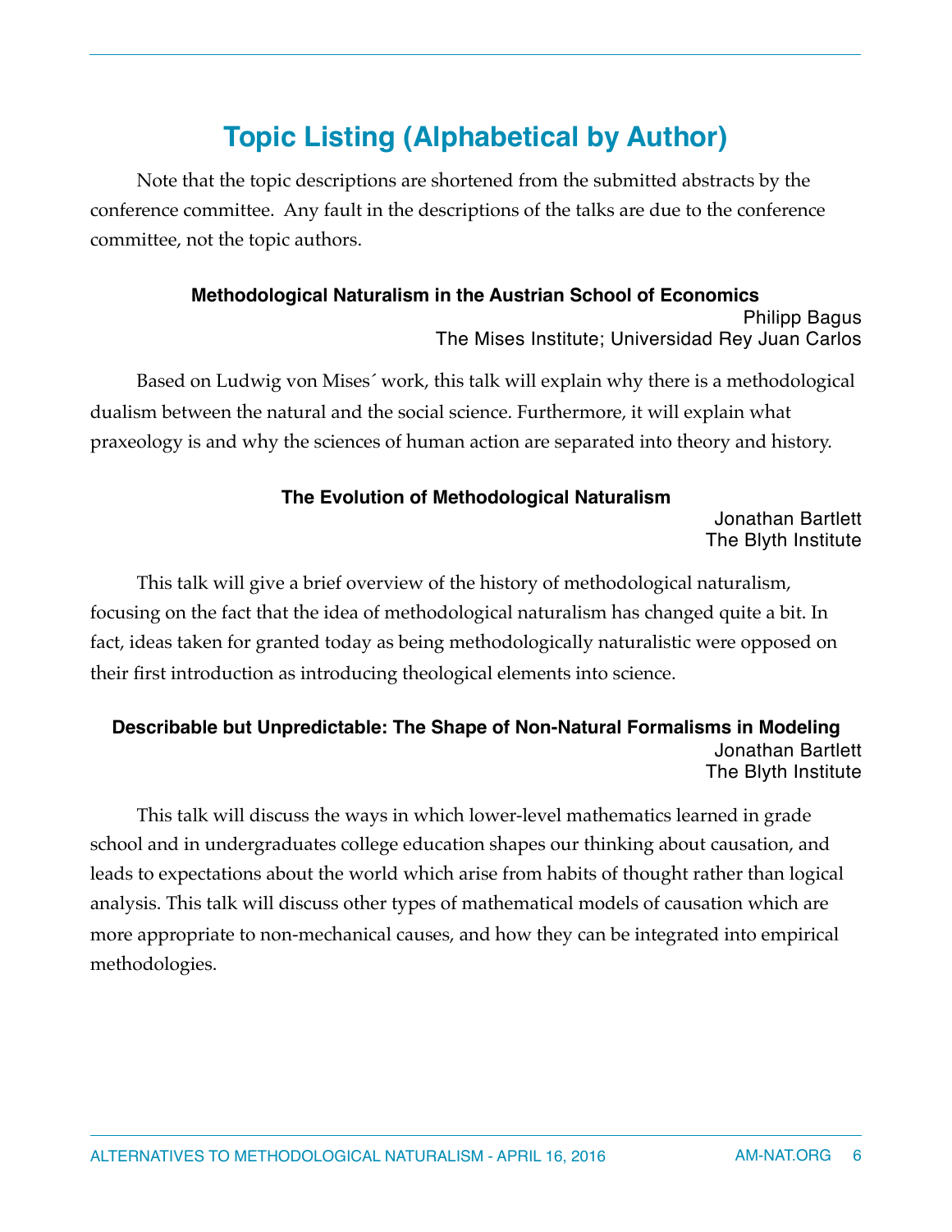# Topic Listing (Alphabetical by Author)

Note that the topic descriptions are shortened from the submitted abstracts by the conference committee. Any fault in the descriptions of the talks are due to the conference committee, not the topic authors.

### Methodological Naturalism in the Austrian School of Economics

Philipp Bagus
The Mises Institute; Universidad Rey Juan Carlos

Based on Ludwig von Mises´ work, this talk will explain why there is a methodological dualism between the natural and the social science. Furthermore, it will explain what praxeology is and why the sciences of human action are separated into theory and history.

### The Evolution of Methodological Naturalism

Jonathan Bartlett
The Blyth Institute

This talk will give a brief overview of the history of methodological naturalism, focusing on the fact that the idea of methodological naturalism has changed quite a bit. In fact, ideas taken for granted today as being methodologically naturalistic were opposed on their first introduction as introducing theological elements into science.

### Describable but Unpredictable: The Shape of Non-Natural Formalisms in Modeling

Jonathan Bartlett
The Blyth Institute

This talk will discuss the ways in which lower-level mathematics learned in grade school and in undergraduates college education shapes our thinking about causation, and leads to expectations about the world which arise from habits of thought rather than logical analysis. This talk will discuss other types of mathematical models of causation which are more appropriate to non-mechanical causes, and how they can be integrated into empirical methodologies.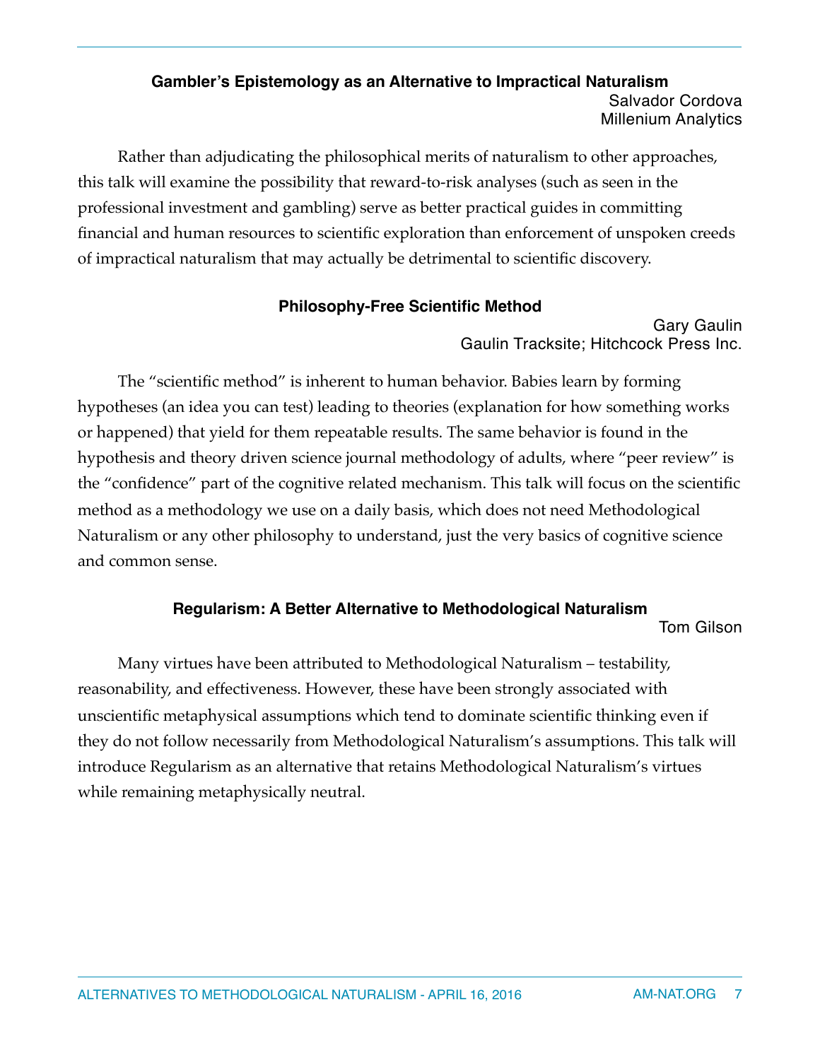### Gambler's Epistemology as an Alternative to Impractical Naturalism

Salvador Cordova
Millenium Analytics

Rather than adjudicating the philosophical merits of naturalism to other approaches, this talk will examine the possibility that reward-to-risk analyses (such as seen in the professional investment and gambling) serve as better practical guides in committing financial and human resources to scientific exploration than enforcement of unspoken creeds of impractical naturalism that may actually be detrimental to scientific discovery.

### Philosophy-Free Scientific Method

Gary Gaulin
Gaulin Tracksite; Hitchcock Press Inc.

The "scientific method" is inherent to human behavior. Babies learn by forming hypotheses (an idea you can test) leading to theories (explanation for how something works or happened) that yield for them repeatable results. The same behavior is found in the hypothesis and theory driven science journal methodology of adults, where "peer review" is the "confidence" part of the cognitive related mechanism. This talk will focus on the scientific method as a methodology we use on a daily basis, which does not need Methodological Naturalism or any other philosophy to understand, just the very basics of cognitive science and common sense.

### Regularism: A Better Alternative to Methodological Naturalism

Tom Gilson

Many virtues have been attributed to Methodological Naturalism – testability, reasonability, and effectiveness. However, these have been strongly associated with unscientific metaphysical assumptions which tend to dominate scientific thinking even if they do not follow necessarily from Methodological Naturalism's assumptions. This talk will introduce Regularism as an alternative that retains Methodological Naturalism's virtues while remaining metaphysically neutral.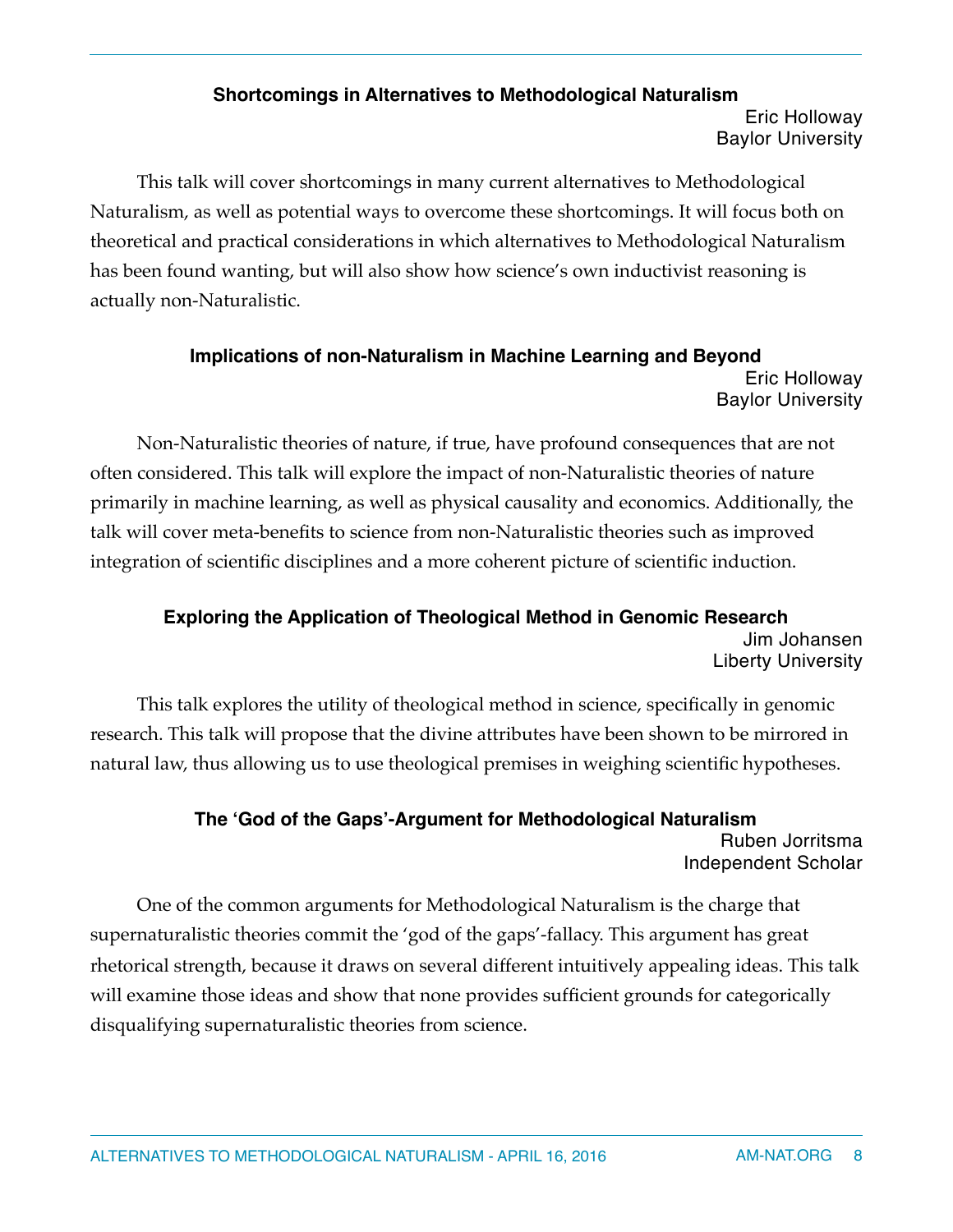### Shortcomings in Alternatives to Methodological Naturalism

Eric Holloway
Baylor University

This talk will cover shortcomings in many current alternatives to Methodological Naturalism, as well as potential ways to overcome these shortcomings. It will focus both on theoretical and practical considerations in which alternatives to Methodological Naturalism has been found wanting, but will also show how science's own inductivist reasoning is actually non-Naturalistic.

### Implications of non-Naturalism in Machine Learning and Beyond

Eric Holloway
Baylor University

Non-Naturalistic theories of nature, if true, have profound consequences that are not often considered. This talk will explore the impact of non-Naturalistic theories of nature primarily in machine learning, as well as physical causality and economics. Additionally, the talk will cover meta-benefits to science from non-Naturalistic theories such as improved integration of scientific disciplines and a more coherent picture of scientific induction.

### Exploring the Application of Theological Method in Genomic Research

Jim Johansen
Liberty University

This talk explores the utility of theological method in science, specifically in genomic research. This talk will propose that the divine attributes have been shown to be mirrored in natural law, thus allowing us to use theological premises in weighing scientific hypotheses.

### The 'God of the Gaps'-Argument for Methodological Naturalism

Ruben Jorritsma
Independent Scholar

One of the common arguments for Methodological Naturalism is the charge that supernaturalistic theories commit the 'god of the gaps'-fallacy. This argument has great rhetorical strength, because it draws on several different intuitively appealing ideas. This talk will examine those ideas and show that none provides sufficient grounds for categorically disqualifying supernaturalistic theories from science.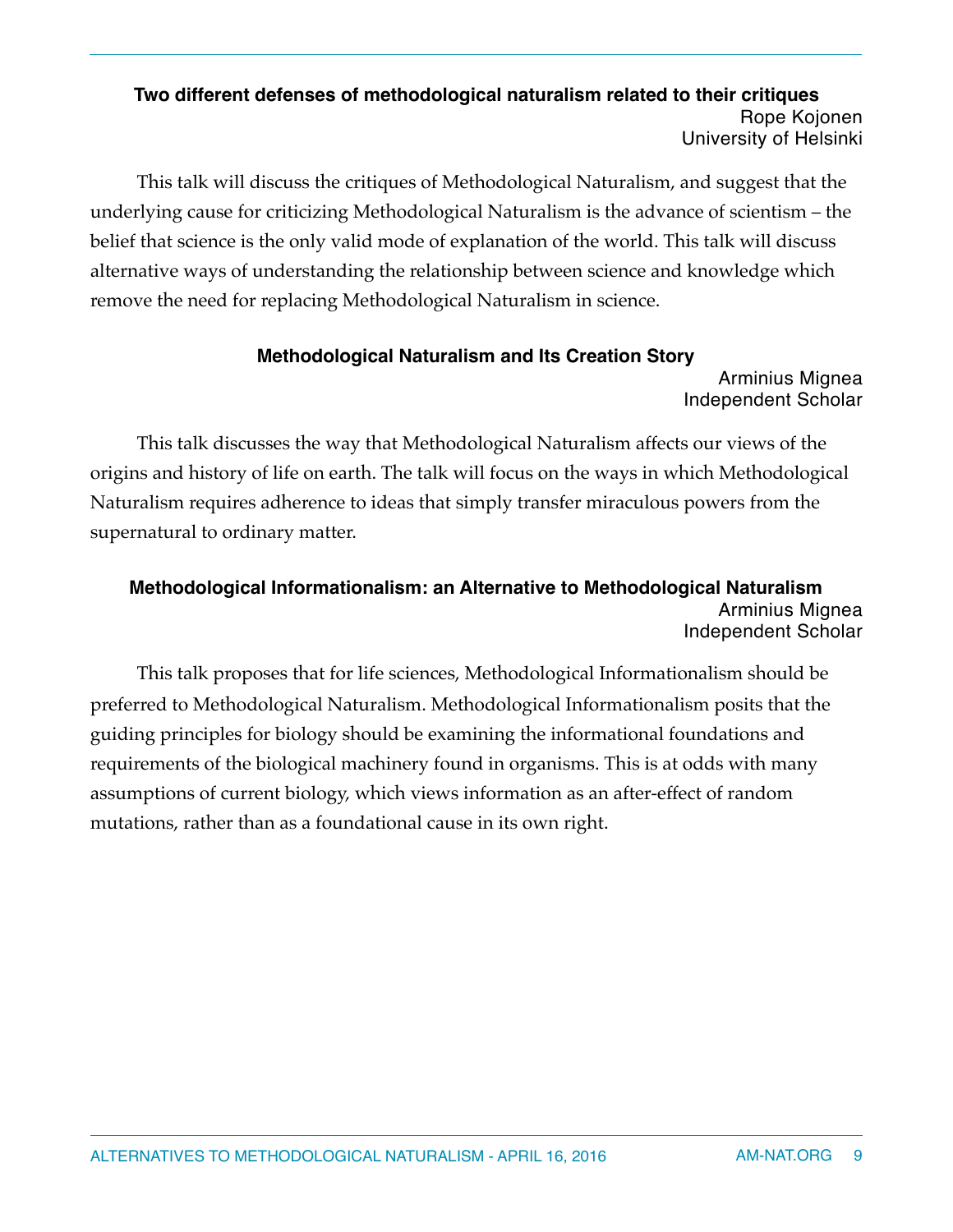### Two different defenses of methodological naturalism related to their critiques

Rope Kojonen
University of Helsinki

This talk will discuss the critiques of Methodological Naturalism, and suggest that the underlying cause for criticizing Methodological Naturalism is the advance of scientism – the belief that science is the only valid mode of explanation of the world. This talk will discuss alternative ways of understanding the relationship between science and knowledge which remove the need for replacing Methodological Naturalism in science.

### Methodological Naturalism and Its Creation Story

Arminius Mignea
Independent Scholar

This talk discusses the way that Methodological Naturalism affects our views of the origins and history of life on earth. The talk will focus on the ways in which Methodological Naturalism requires adherence to ideas that simply transfer miraculous powers from the supernatural to ordinary matter.

### Methodological Informationalism: an Alternative to Methodological Naturalism

Arminius Mignea
Independent Scholar

This talk proposes that for life sciences, Methodological Informationalism should be preferred to Methodological Naturalism. Methodological Informationalism posits that the guiding principles for biology should be examining the informational foundations and requirements of the biological machinery found in organisms. This is at odds with many assumptions of current biology, which views information as an after-effect of random mutations, rather than as a foundational cause in its own right.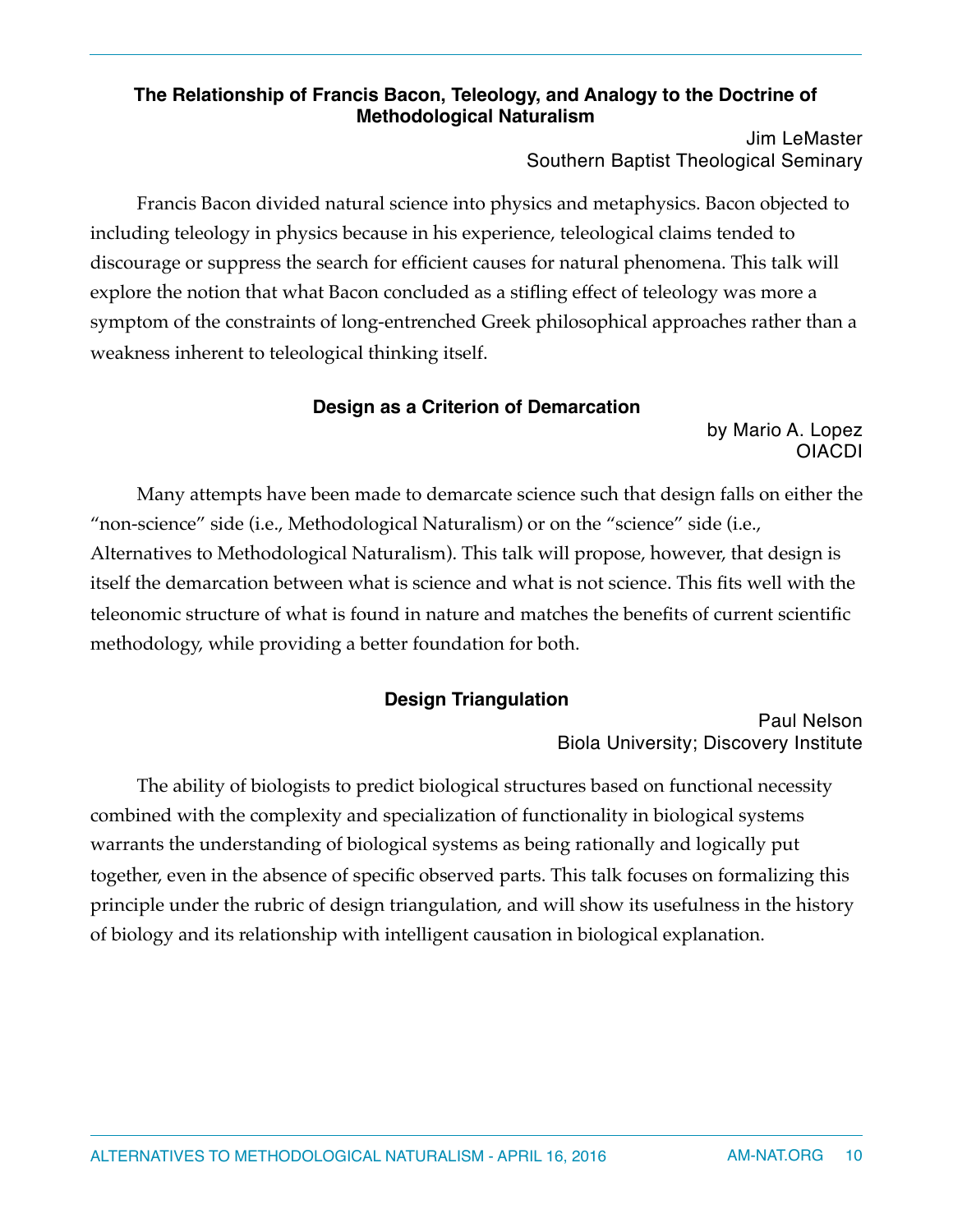### The Relationship of Francis Bacon, Teleology, and Analogy to the Doctrine of Methodological Naturalism

Jim LeMaster
Southern Baptist Theological Seminary

Francis Bacon divided natural science into physics and metaphysics. Bacon objected to including teleology in physics because in his experience, teleological claims tended to discourage or suppress the search for efficient causes for natural phenomena. This talk will explore the notion that what Bacon concluded as a stifling effect of teleology was more a symptom of the constraints of long-entrenched Greek philosophical approaches rather than a weakness inherent to teleological thinking itself.

### Design as a Criterion of Demarcation

by Mario A. Lopez
OIACDI

Many attempts have been made to demarcate science such that design falls on either the "non-science" side (i.e., Methodological Naturalism) or on the "science" side (i.e., Alternatives to Methodological Naturalism). This talk will propose, however, that design is itself the demarcation between what is science and what is not science. This fits well with the teleonomic structure of what is found in nature and matches the benefits of current scientific methodology, while providing a better foundation for both.

### Design Triangulation

Paul Nelson
Biola University; Discovery Institute

The ability of biologists to predict biological structures based on functional necessity combined with the complexity and specialization of functionality in biological systems warrants the understanding of biological systems as being rationally and logically put together, even in the absence of specific observed parts. This talk focuses on formalizing this principle under the rubric of design triangulation, and will show its usefulness in the history of biology and its relationship with intelligent causation in biological explanation.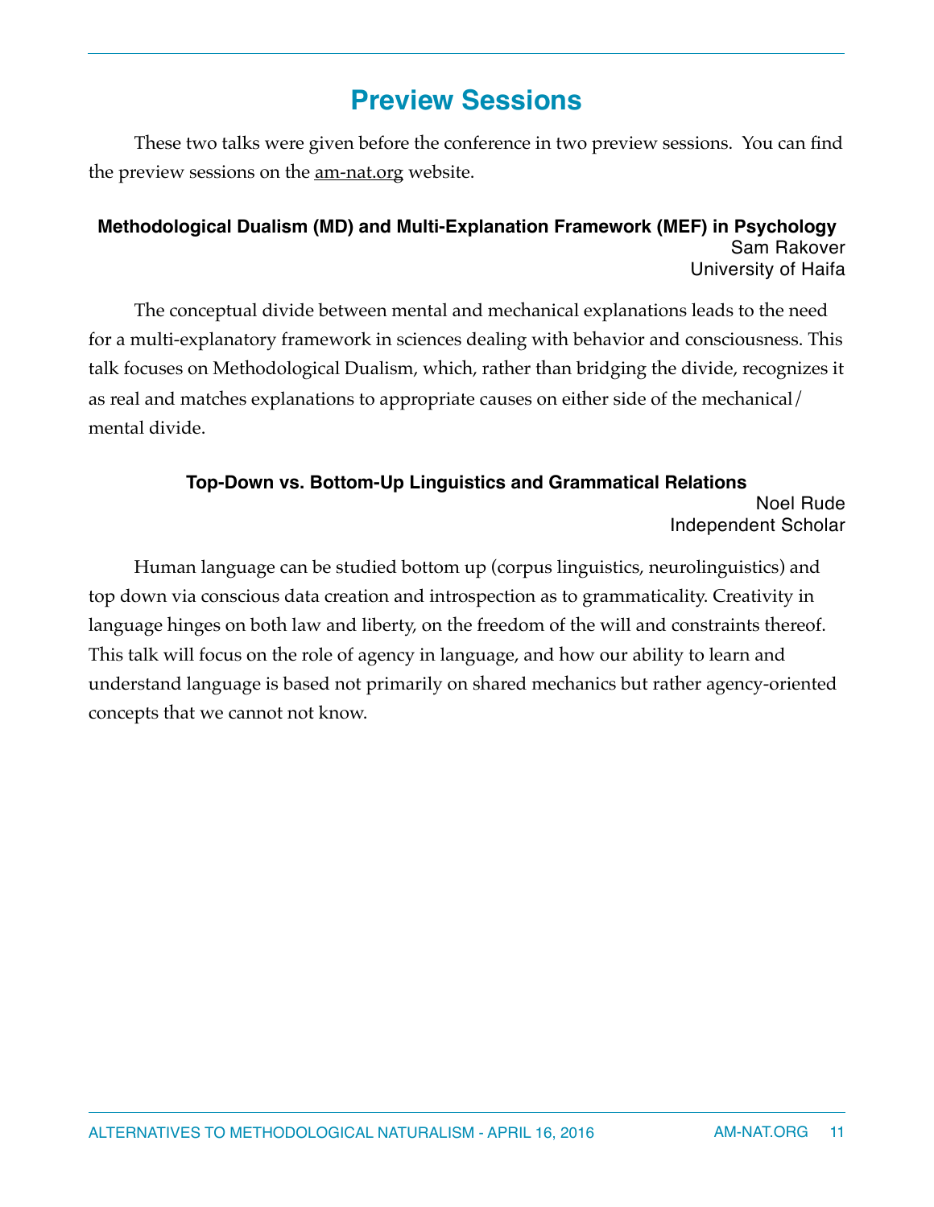# Preview Sessions

These two talks were given before the conference in two preview sessions. You can find the preview sessions on the am-nat.org website.

### Methodological Dualism (MD) and Multi-Explanation Framework (MEF) in Psychology

Sam Rakover
University of Haifa

The conceptual divide between mental and mechanical explanations leads to the need for a multi-explanatory framework in sciences dealing with behavior and consciousness. This talk focuses on Methodological Dualism, which, rather than bridging the divide, recognizes it as real and matches explanations to appropriate causes on either side of the mechanical/mental divide.

### Top-Down vs. Bottom-Up Linguistics and Grammatical Relations

Noel Rude
Independent Scholar

Human language can be studied bottom up (corpus linguistics, neurolinguistics) and top down via conscious data creation and introspection as to grammaticality. Creativity in language hinges on both law and liberty, on the freedom of the will and constraints thereof. This talk will focus on the role of agency in language, and how our ability to learn and understand language is based not primarily on shared mechanics but rather agency-oriented concepts that we cannot not know.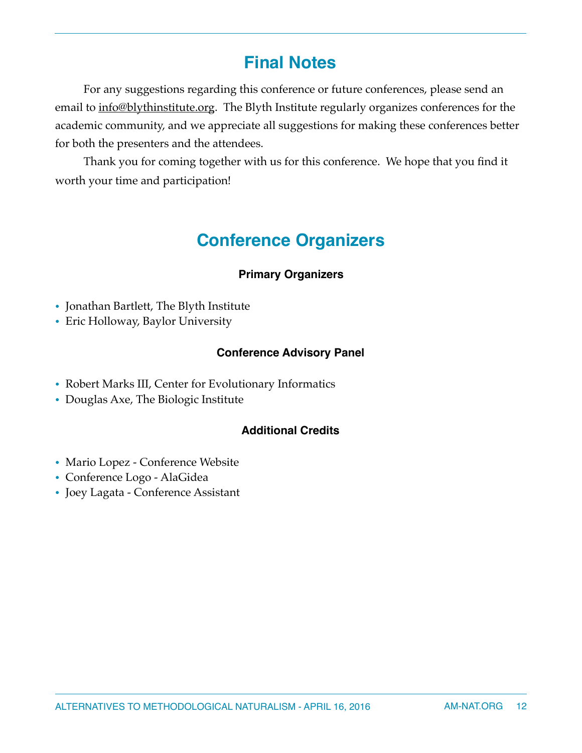# Final Notes

For any suggestions regarding this conference or future conferences, please send an email to info@blythinstitute.org. The Blyth Institute regularly organizes conferences for the academic community, and we appreciate all suggestions for making these conferences better for both the presenters and the attendees.

Thank you for coming together with us for this conference. We hope that you find it worth your time and participation!

# Conference Organizers

### Primary Organizers

- Jonathan Bartlett, The Blyth Institute
- Eric Holloway, Baylor University

### Conference Advisory Panel

- Robert Marks III, Center for Evolutionary Informatics
- Douglas Axe, The Biologic Institute

### Additional Credits

- Mario Lopez - Conference Website
- Conference Logo - AlaGidea
- Joey Lagata - Conference Assistant